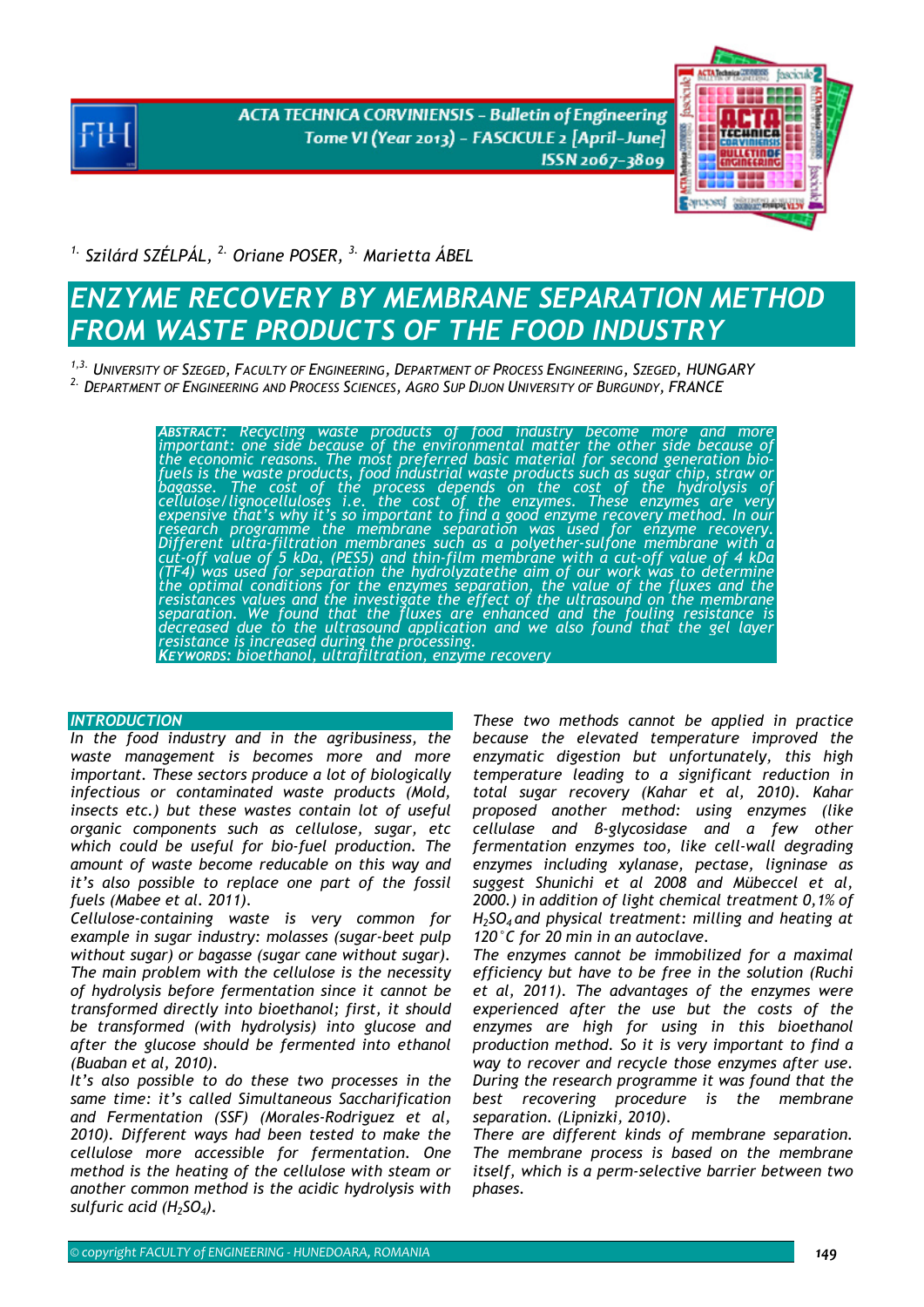[1.] Szilárd SZÉLPÁL, [2.] Oriane POSER, [3.] Marietta ÁBEL

# ENZYME RECOVERY BY MEMBRANE SEPARATION METHOD FROM WASTE PRODUCTS OF THE FOOD INDUSTRY

[1,3.] UNIVERSITY OF SZEGED, FACULTY OF ENGINEERING, DEPARTMENT OF PROCESS ENGINEERING, SZEGED, HUNGARY
[2.] DEPARTMENT OF ENGINEERING AND PROCESS SCIENCES, AGRO SUP DIJON UNIVERSITY OF BURGUNDY, FRANCE

***ABSTRACT:*** *Recycling waste products of food industry become more and more important: one side because of the environmental matter the other side because of the economic reasons. The most preferred basic material for second generation bio-fuels is the waste products, food industrial waste products such as sugar chip, straw or bagasse. The cost of the process depends on the cost of the hydrolysis of cellulose/lignocelluloses i.e. the cost of the enzymes. These enzymes are very expensive that's why it's so important to find a good enzyme recovery method. In our research programme the membrane separation was used for enzyme recovery. Different ultra-filtration membranes such as a polyether-sulfone membrane with a cut-off value of 5 kDa, (PES5) and thin-film membrane with a cut-off value of 4 kDa (TF4) was used for separation the hydrolyzatethe aim of our work was to determine the optimal conditions for the enzymes separation, the value of the fluxes and the resistances values and the investigate the effect of the ultrasound on the membrane separation. We found that the fluxes are enhanced and the fouling resistance is decreased due to the ultrasound application and we also found that the gel layer resistance is increased during the processing.*

***KEYWORDS:*** *bioethanol, ultrafiltration, enzyme recovery*

## INTRODUCTION

*In the food industry and in the agribusiness, the waste management is becomes more and more important. These sectors produce a lot of biologically infectious or contaminated waste products (Mold, insects etc.) but these wastes contain lot of useful organic components such as cellulose, sugar, etc which could be useful for bio-fuel production. The amount of waste become reducable on this way and it's also possible to replace one part of the fossil fuels (Mabee et al. 2011).*

*Cellulose-containing waste is very common for example in sugar industry: molasses (sugar-beet pulp without sugar) or bagasse (sugar cane without sugar). The main problem with the cellulose is the necessity of hydrolysis before fermentation since it cannot be transformed directly into bioethanol; first, it should be transformed (with hydrolysis) into glucose and after the glucose should be fermented into ethanol (Buaban et al, 2010).*

*It's also possible to do these two processes in the same time: it's called Simultaneous Saccharification and Fermentation (SSF) (Morales-Rodriguez et al, 2010). Different ways had been tested to make the cellulose more accessible for fermentation. One method is the heating of the cellulose with steam or another common method is the acidic hydrolysis with sulfuric acid ($H_2SO_4$).*

*These two methods cannot be applied in practice because the elevated temperature improved the enzymatic digestion but unfortunately, this high temperature leading to a significant reduction in total sugar recovery (Kahar et al, 2010). Kahar proposed another method: using enzymes (like cellulase and β-glycosidase and a few other fermentation enzymes too, like cell-wall degrading enzymes including xylanase, pectase, ligninase as suggest Shunichi et al 2008 and Mübeccel et al, 2000.) in addition of light chemical treatment 0,1% of $H_2SO_4$ and physical treatment: milling and heating at 120°C for 20 min in an autoclave.*

*The enzymes cannot be immobilized for a maximal efficiency but have to be free in the solution (Ruchi et al, 2011). The advantages of the enzymes were experienced after the use but the costs of the enzymes are high for using in this bioethanol production method. So it is very important to find a way to recover and recycle those enzymes after use. During the research programme it was found that the best recovering procedure is the membrane separation. (Lipnizki, 2010).*

*There are different kinds of membrane separation. The membrane process is based on the membrane itself, which is a perm-selective barrier between two phases.*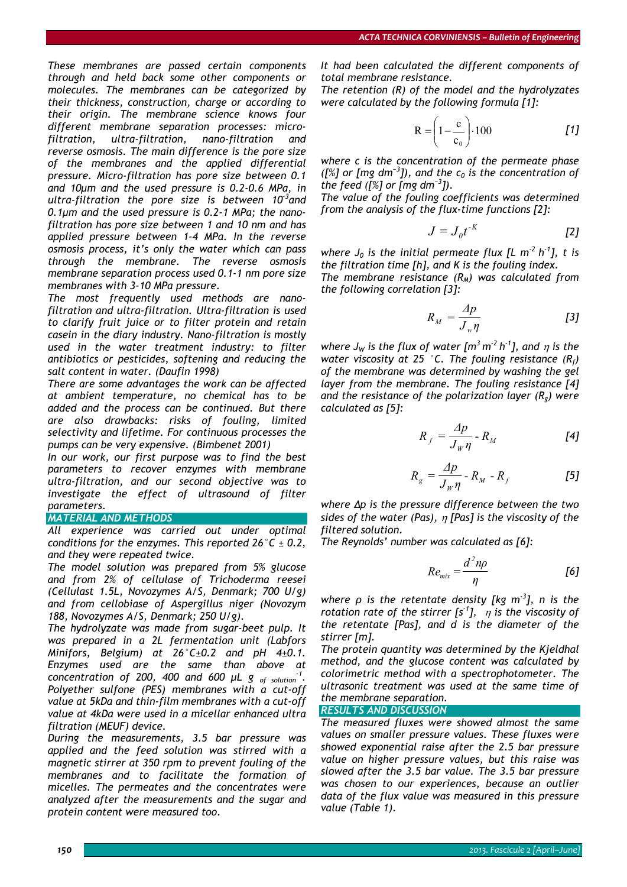*These membranes are passed certain components through and held back some other components or molecules. The membranes can be categorized by their thickness, construction, charge or according to their origin. The membrane science knows four different membrane separation processes: micro-filtration, ultra-filtration, nano-filtration and reverse osmosis. The main difference is the pore size of the membranes and the applied differential pressure. Micro-filtration has pore size between 0.1 and 10µm and the used pressure is 0.2-0.6 MPa, in ultra-filtration the pore size is between $10^{-3}$ and 0.1µm and the used pressure is 0.2-1 MPa; the nano-filtration has pore size between 1 and 10 nm and has applied pressure between 1-4 MPa. In the reverse osmosis process, it's only the water which can pass through the membrane. The reverse osmosis membrane separation process used 0.1-1 nm pore size membranes with 3-10 MPa pressure.*

*The most frequently used methods are nano-filtration and ultra-filtration. Ultra-filtration is used to clarify fruit juice or to filter protein and retain casein in the diary industry. Nano-filtration is mostly used in the water treatment industry: to filter antibiotics or pesticides, softening and reducing the salt content in water. (Daufin 1998)*

*There are some advantages the work can be affected at ambient temperature, no chemical has to be added and the process can be continued. But there are also drawbacks: risks of fouling, limited selectivity and lifetime. For continuous processes the pumps can be very expensive. (Bimbenet 2001)*

*In our work, our first purpose was to find the best parameters to recover enzymes with membrane ultra-filtration, and our second objective was to investigate the effect of ultrasound of filter parameters.*

## MATERIAL AND METHODS

*All experience was carried out under optimal conditions for the enzymes. This reported 26°C ± 0.2, and they were repeated twice.*

*The model solution was prepared from 5% glucose and from 2% of cellulase of Trichoderma reesei (Cellulast 1.5L, Novozymes A/S, Denmark; 700 U/g) and from cellobiase of Aspergillus niger (Novozym 188, Novozymes A/S, Denmark; 250 U/g).*

*The hydrolyzate was made from sugar-beet pulp. It was prepared in a 2L fermentation unit (Labfors Minifors, Belgium) at 26°C±0.2 and pH 4±0.1. Enzymes used are the same than above at concentration of 200, 400 and 600 µL g$_{\text{of solution}}^{-1}$. Polyether sulfone (PES) membranes with a cut-off value at 5kDa and thin-film membranes with a cut-off value at 4kDa were used in a micellar enhanced ultra filtration (MEUF) device.*

*During the measurements, 3.5 bar pressure was applied and the feed solution was stirred with a magnetic stirrer at 350 rpm to prevent fouling of the membranes and to facilitate the formation of micelles. The permeates and the concentrates were analyzed after the measurements and the sugar and protein content were measured too.*

*It had been calculated the different components of total membrane resistance.*

*The retention (R) of the model and the hydrolyzates were calculated by the following formula [1]:*

$$R = \left(1 - \frac{c}{c_0}\right) \cdot 100 \qquad [1]$$

*where c is the concentration of the permeate phase ([%] or [mg dm$^{-3}$]), and the $c_0$ is the concentration of the feed ([%] or [mg dm$^{-3}$]).*

*The value of the fouling coefficients was determined from the analysis of the flux-time functions [2]:*

$$J = J_0 t^{-K} \qquad [2]$$

*where $J_0$ is the initial permeate flux [L m$^{-2}$ h$^{-1}$], t is the filtration time [h], and K is the fouling index.*

*The membrane resistance ($R_M$) was calculated from the following correlation [3]:*

$$R_M = \frac{\Delta p}{J_w \eta} \qquad [3]$$

*where $J_W$ is the flux of water [m$^3$ m$^{-2}$ h$^{-1}$], and $\eta$ is the water viscosity at 25 °C. The fouling resistance ($R_f$) of the membrane was determined by washing the gel layer from the membrane. The fouling resistance [4] and the resistance of the polarization layer ($R_g$) were calculated as [5]:*

$$R_f = \frac{\Delta p}{J_W \eta} - R_M \qquad [4]$$

$$R_g = \frac{\Delta p}{J_W \eta} - R_M - R_f \qquad [5]$$

*where Δp is the pressure difference between the two sides of the water (Pas), $\eta$ [Pas] is the viscosity of the filtered solution.*

*The Reynolds' number was calculated as [6]:*

$$Re_{mix} = \frac{d^2 n \rho}{\eta} \qquad [6]$$

*where $\rho$ is the retentate density [kg m$^{-3}$], n is the rotation rate of the stirrer [s$^{-1}$], $\eta$ is the viscosity of the retentate [Pas], and d is the diameter of the stirrer [m].*

*The protein quantity was determined by the Kjeldhal method, and the glucose content was calculated by colorimetric method with a spectrophotometer. The ultrasonic treatment was used at the same time of the membrane separation.*

## RESULTS AND DISCUSSION

*The measured fluxes were showed almost the same values on smaller pressure values. These fluxes were showed exponential raise after the 2.5 bar pressure value on higher pressure values, but this raise was slowed after the 3.5 bar value. The 3.5 bar pressure was chosen to our experiences, because an outlier data of the flux value was measured in this pressure value (Table 1).*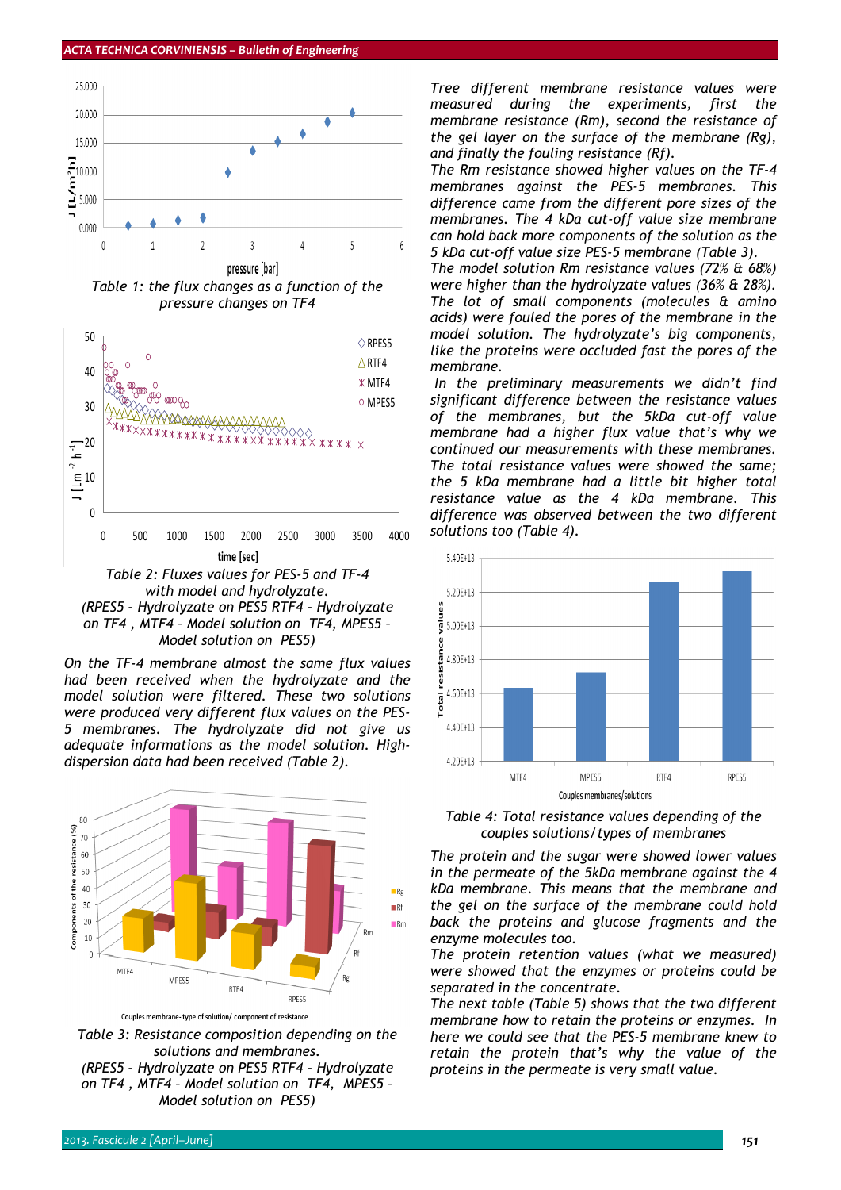Table 1: the flux changes as a function of the pressure changes on TF4

Table 2: Fluxes values for PES-5 and TF-4 with model and hydrolyzate. (RPES5 – Hydrolyzate on PES5 RTF4 – Hydrolyzate on TF4 , MTF4 – Model solution on TF4, MPES5 – Model solution on PES5)

*On the TF-4 membrane almost the same flux values had been received when the hydrolyzate and the model solution were filtered. These two solutions were produced very different flux values on the PES-5 membranes. The hydrolyzate did not give us adequate informations as the model solution. High-dispersion data had been received (Table 2).*

Table 3: Resistance composition depending on the solutions and membranes. (RPES5 – Hydrolyzate on PES5 RTF4 – Hydrolyzate on TF4 , MTF4 – Model solution on TF4, MPES5 – Model solution on PES5)

*Tree different membrane resistance values were measured during the experiments, first the membrane resistance (Rm), second the resistance of the gel layer on the surface of the membrane (Rg), and finally the fouling resistance (Rf).*

*The Rm resistance showed higher values on the TF-4 membranes against the PES-5 membranes. This difference came from the different pore sizes of the membranes. The 4 kDa cut-off value size membrane can hold back more components of the solution as the 5 kDa cut-off value size PES-5 membrane (Table 3).*

*The model solution Rm resistance values (72% & 68%) were higher than the hydrolyzate values (36% & 28%). The lot of small components (molecules & amino acids) were fouled the pores of the membrane in the model solution. The hydrolyzate's big components, like the proteins were occluded fast the pores of the membrane.*

*In the preliminary measurements we didn't find significant difference between the resistance values of the membranes, but the 5kDa cut-off value membrane had a higher flux value that's why we continued our measurements with these membranes. The total resistance values were showed the same; the 5 kDa membrane had a little bit higher total resistance value as the 4 kDa membrane. This difference was observed between the two different solutions too (Table 4).*

Table 4: Total resistance values depending of the couples solutions/types of membranes

*The protein and the sugar were showed lower values in the permeate of the 5kDa membrane against the 4 kDa membrane. This means that the membrane and the gel on the surface of the membrane could hold back the proteins and glucose fragments and the enzyme molecules too.*

*The protein retention values (what we measured) were showed that the enzymes or proteins could be separated in the concentrate.*

*The next table (Table 5) shows that the two different membrane how to retain the proteins or enzymes. In here we could see that the PES-5 membrane knew to retain the protein that's why the value of the proteins in the permeate is very small value.*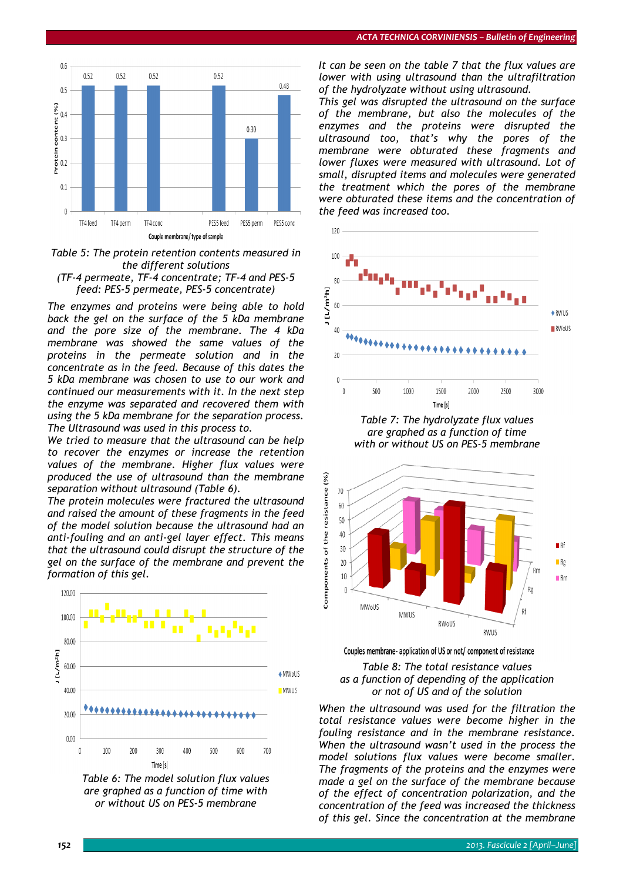Table 5: The protein retention contents measured in the different solutions
(TF-4 permeate, TF-4 concentrate; TF-4 and PES-5 feed: PES-5 permeate, PES-5 concentrate)

*The enzymes and proteins were being able to hold back the gel on the surface of the 5 kDa membrane and the pore size of the membrane. The 4 kDa membrane was showed the same values of the proteins in the permeate solution and in the concentrate as in the feed. Because of this dates the 5 kDa membrane was chosen to use to our work and continued our measurements with it. In the next step the enzyme was separated and recovered them with using the 5 kDa membrane for the separation process. The Ultrasound was used in this process to.*

*We tried to measure that the ultrasound can be help to recover the enzymes or increase the retention values of the membrane. Higher flux values were produced the use of ultrasound than the membrane separation without ultrasound (Table 6).*

*The protein molecules were fractured the ultrasound and raised the amount of these fragments in the feed of the model solution because the ultrasound had an anti-fouling and an anti-gel layer effect. This means that the ultrasound could disrupt the structure of the gel on the surface of the membrane and prevent the formation of this gel.*

Table 6: The model solution flux values are graphed as a function of time with or without US on PES-5 membrane

*It can be seen on the table 7 that the flux values are lower with using ultrasound than the ultrafiltration of the hydrolyzate without using ultrasound.*

*This gel was disrupted the ultrasound on the surface of the membrane, but also the molecules of the enzymes and the proteins were disrupted the ultrasound too, that's why the pores of the membrane were obturated these fragments and lower fluxes were measured with ultrasound. Lot of small, disrupted items and molecules were generated the treatment which the pores of the membrane were obturated these items and the concentration of the feed was increased too.*

Table 7: The hydrolyzate flux values are graphed as a function of time with or without US on PES-5 membrane

Table 8: The total resistance values as a function of depending of the application or not of US and of the solution

*When the ultrasound was used for the filtration the total resistance values were become higher in the fouling resistance and in the membrane resistance. When the ultrasound wasn't used in the process the model solutions flux values were become smaller. The fragments of the proteins and the enzymes were made a gel on the surface of the membrane because of the effect of concentration polarization, and the concentration of the feed was increased the thickness of this gel. Since the concentration at the membrane*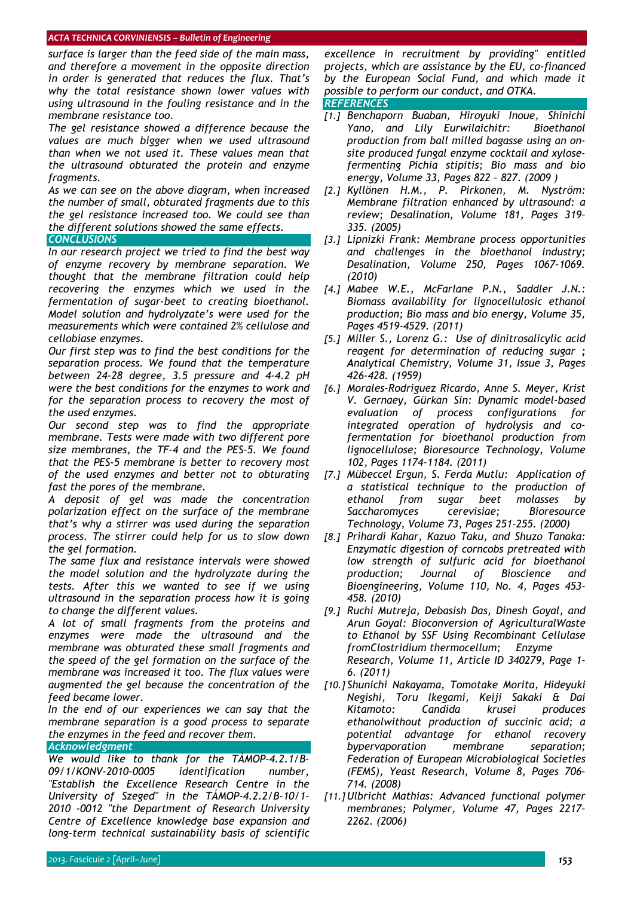*surface is larger than the feed side of the main mass, and therefore a movement in the opposite direction in order is generated that reduces the flux. That's why the total resistance shown lower values with using ultrasound in the fouling resistance and in the membrane resistance too.*

*The gel resistance showed a difference because the values are much bigger when we used ultrasound than when we not used it. These values mean that the ultrasound obturated the protein and enzyme fragments.*

*As we can see on the above diagram, when increased the number of small, obturated fragments due to this the gel resistance increased too. We could see than the different solutions showed the same effects.*

## CONCLUSIONS

*In our research project we tried to find the best way of enzyme recovery by membrane separation. We thought that the membrane filtration could help recovering the enzymes which we used in the fermentation of sugar-beet to creating bioethanol. Model solution and hydrolyzate's were used for the measurements which were contained 2% cellulose and cellobiase enzymes.*

*Our first step was to find the best conditions for the separation process. We found that the temperature between 24-28 degree, 3.5 pressure and 4-4.2 pH were the best conditions for the enzymes to work and for the separation process to recovery the most of the used enzymes.*

*Our second step was to find the appropriate membrane. Tests were made with two different pore size membranes, the TF-4 and the PES-5. We found that the PES-5 membrane is better to recovery most of the used enzymes and better not to obturating fast the pores of the membrane.*

*A deposit of gel was made the concentration polarization effect on the surface of the membrane that's why a stirrer was used during the separation process. The stirrer could help for us to slow down the gel formation.*

*The same flux and resistance intervals were showed the model solution and the hydrolyzate during the tests. After this we wanted to see if we using ultrasound in the separation process how it is going to change the different values.*

*A lot of small fragments from the proteins and enzymes were made the ultrasound and the membrane was obturated these small fragments and the speed of the gel formation on the surface of the membrane was increased it too. The flux values were augmented the gel because the concentration of the feed became lower.*

*In the end of our experiences we can say that the membrane separation is a good process to separate the enzymes in the feed and recover them.*

## Acknowledgment

*We would like to thank for the TÁMOP-4.2.1/B-09/1/KONV-2010-0005 identification number, "Establish the Excellence Research Centre in the University of Szeged" in the TÁMOP-4.2.2/B-10/1-2010 -0012 "the Department of Research University Centre of Excellence knowledge base expansion and long-term technical sustainability basis of scientific excellence in recruitment by providing" entitled projects, which are assistance by the EU, co-financed by the European Social Fund, and which made it possible to perform our conduct, and OTKA.*

## REFERENCES

[1.] *Benchaporn Buaban, Hiroyuki Inoue, Shinichi Yano, and Lily Eurwilaichitr: Bioethanol production from ball milled bagasse using an on-site produced fungal enzyme cocktail and xylose-fermenting Pichia stipitis; Bio mass and bio energy, Volume 33, Pages 822 – 827. (2009 )*

[2.] *Kyllönen H.M., P. Pirkonen, M. Nyström: Membrane filtration enhanced by ultrasound: a review; Desalination, Volume 181, Pages 319–335. (2005)*

[3.] *Lipnizki Frank: Membrane process opportunities and challenges in the bioethanol industry; Desalination, Volume 250, Pages 1067–1069. (2010)*

[4.] *Mabee W.E., McFarlane P.N., Saddler J.N.: Biomass availability for lignocellulosic ethanol production; Bio mass and bio energy, Volume 35, Pages 4519-4529. (2011)*

[5.] *Miller S., Lorenz G.: Use of dinitrosalicylic acid reagent for determination of reducing sugar ; Analytical Chemistry, Volume 31, Issue 3, Pages 426-428. (1959)*

[6.] *Morales-Rodriguez Ricardo, Anne S. Meyer, Krist V. Gernaey, Gürkan Sin: Dynamic model-based evaluation of process configurations for integrated operation of hydrolysis and co-fermentation for bioethanol production from lignocellulose; Bioresource Technology, Volume 102, Pages 1174–1184. (2011)*

[7.] *Mübeccel Ergun, S. Ferda Mutlu: Application of a statistical technique to the production of ethanol from sugar beet molasses by Saccharomyces cerevisiae; Bioresource Technology, Volume 73, Pages 251-255. (2000)*

[8.] *Prihardi Kahar, Kazuo Taku, and Shuzo Tanaka: Enzymatic digestion of corncobs pretreated with low strength of sulfuric acid for bioethanol production; Journal of Bioscience and Bioengineering, Volume 110, No. 4, Pages 453–458. (2010)*

[9.] *Ruchi Mutreja, Debasish Das, Dinesh Goyal, and Arun Goyal: Bioconversion of AgriculturalWaste to Ethanol by SSF Using Recombinant Cellulase fromClostridium thermocellum; Enzyme Research, Volume 11, Article ID 340279, Page 1-6. (2011)*

[10.] *Shunichi Nakayama, Tomotake Morita, Hideyuki Negishi, Toru Ikegami, Keiji Sakaki & Dai Kitamoto: Candida krusei produces ethanolwithout production of succinic acid; a potential advantage for ethanol recovery bypervaporation membrane separation; Federation of European Microbiological Societies (FEMS), Yeast Research, Volume 8, Pages 706–714. (2008)*

[11.] *Ulbricht Mathias: Advanced functional polymer membranes; Polymer, Volume 47, Pages 2217–2262. (2006)*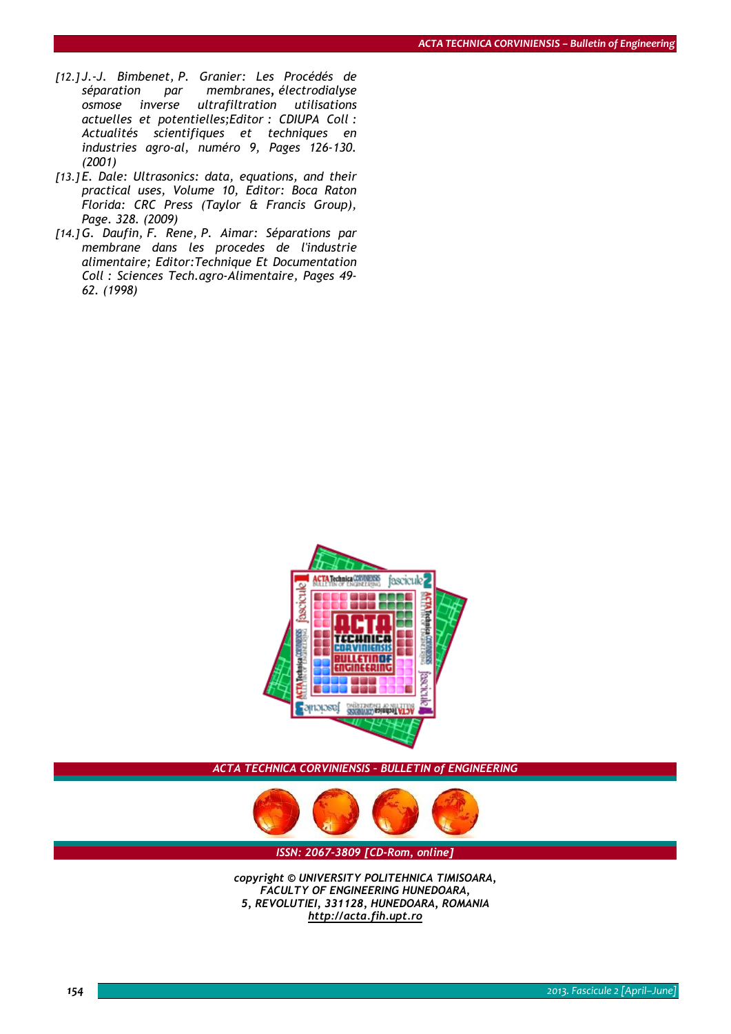*[12.] J.-J. Bimbenet, P. Granier: Les Procédés de séparation par membranes, électrodialyse osmose inverse ultrafiltration utilisations actuelles et potentielles;Editor : CDIUPA Coll : Actualités scientifiques et techniques en industries agro-al, numéro 9, Pages 126-130. (2001)*

*[13.] E. Dale: Ultrasonics: data, equations, and their practical uses, Volume 10, Editor: Boca Raton Florida: CRC Press (Taylor & Francis Group), Page. 328. (2009)*

*[14.] G. Daufin, F. Rene, P. Aimar: Séparations par membrane dans les procedes de l'industrie alimentaire; Editor:Technique Et Documentation Coll : Sciences Tech.agro-Alimentaire, Pages 49-62. (1998)*

*ACTA TECHNICA CORVINIENSIS – BULLETIN of ENGINEERING*

*ISSN: 2067-3809 [CD-Rom, online]*

***copyright © UNIVERSITY POLITEHNICA TIMISOARA,***
***FACULTY OF ENGINEERING HUNEDOARA,***
***5, REVOLUTIEI, 331128, HUNEDOARA, ROMANIA***
***http://acta.fih.upt.ro***